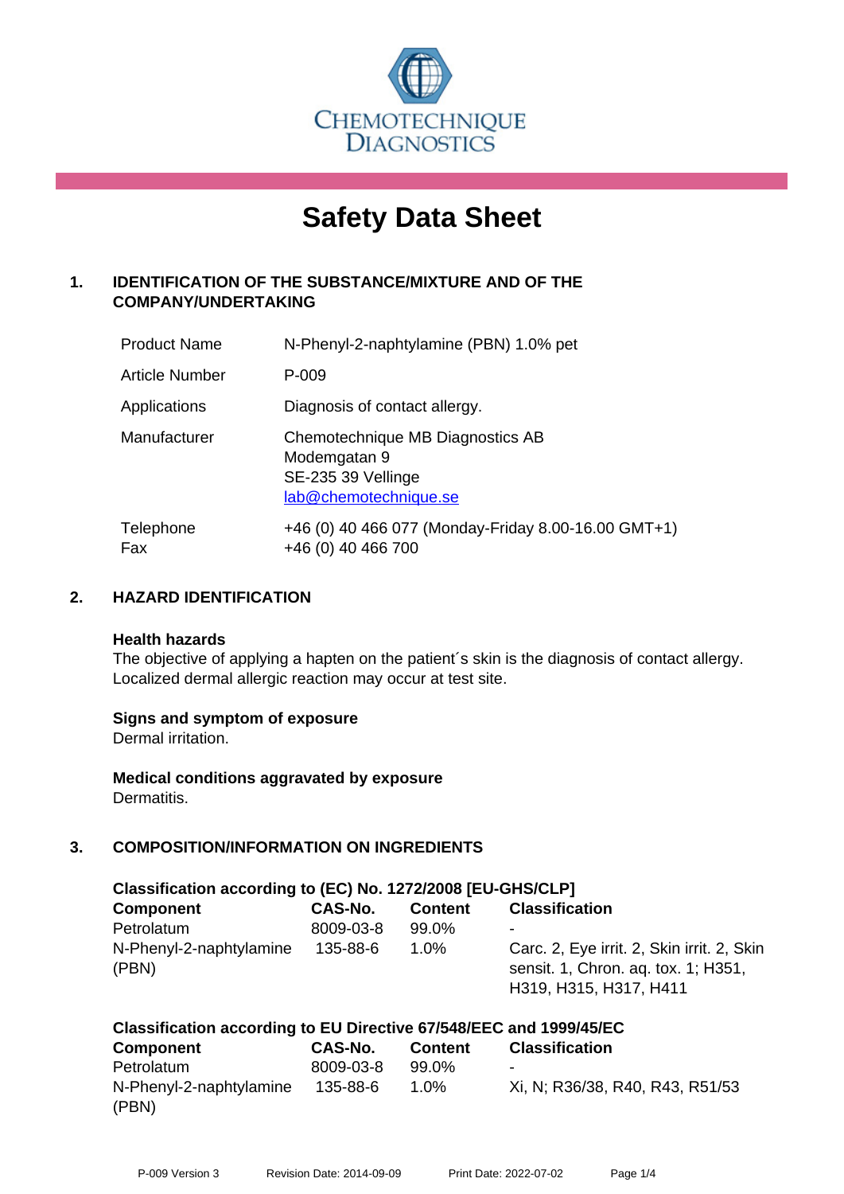CHEMOTECHNIQUE DIAGNOSTICS

# Safety Data Sheet

## 1. IDENTIFICATION OF THE SUBSTANCE/MIXTURE AND OF THE COMPANY/UNDERTAKING

| | |
|---|---|
| Product Name | N-Phenyl-2-naphtylamine (PBN) 1.0% pet |
| Article Number | P-009 |
| Applications | Diagnosis of contact allergy. |
| Manufacturer | Chemotechnique MB Diagnostics AB<br>Modemgatan 9<br>SE-235 39 Vellinge<br>lab@chemotechnique.se |
| Telephone<br>Fax | +46 (0) 40 466 077 (Monday-Friday 8.00-16.00 GMT+1)<br>+46 (0) 40 466 700 |

## 2. HAZARD IDENTIFICATION

**Health hazards**
The objective of applying a hapten on the patient´s skin is the diagnosis of contact allergy. Localized dermal allergic reaction may occur at test site.

**Signs and symptom of exposure**
Dermal irritation.

**Medical conditions aggravated by exposure**
Dermatitis.

## 3. COMPOSITION/INFORMATION ON INGREDIENTS

**Classification according to (EC) No. 1272/2008 [EU-GHS/CLP]**

| Component | CAS-No. | Content | Classification |
|---|---|---|---|
| Petrolatum | 8009-03-8 | 99.0% | - |
| N-Phenyl-2-naphtylamine (PBN) | 135-88-6 | 1.0% | Carc. 2, Eye irrit. 2, Skin irrit. 2, Skin sensit. 1, Chron. aq. tox. 1; H351, H319, H315, H317, H411 |

**Classification according to EU Directive 67/548/EEC and 1999/45/EC**

| Component | CAS-No. | Content | Classification |
|---|---|---|---|
| Petrolatum | 8009-03-8 | 99.0% | - |
| N-Phenyl-2-naphtylamine (PBN) | 135-88-6 | 1.0% | Xi, N; R36/38, R40, R43, R51/53 |

P-009 Version 3 Revision Date: 2014-09-09 Print Date: 2022-07-02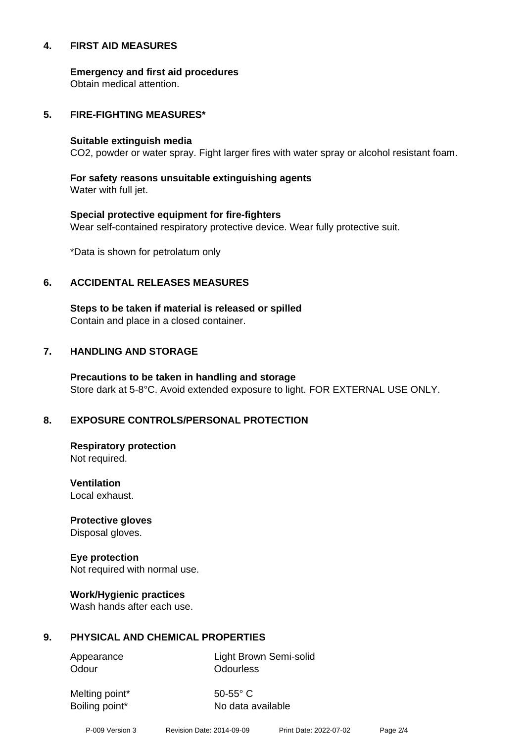## 4. FIRST AID MEASURES

**Emergency and first aid procedures**
Obtain medical attention.

## 5. FIRE-FIGHTING MEASURES*

**Suitable extinguish media**
$CO_2$, powder or water spray. Fight larger fires with water spray or alcohol resistant foam.

**For safety reasons unsuitable extinguishing agents**
Water with full jet.

**Special protective equipment for fire-fighters**
Wear self-contained respiratory protective device. Wear fully protective suit.

*Data is shown for petrolatum only

## 6. ACCIDENTAL RELEASES MEASURES

**Steps to be taken if material is released or spilled**
Contain and place in a closed container.

## 7. HANDLING AND STORAGE

**Precautions to be taken in handling and storage**
Store dark at 5-8°C. Avoid extended exposure to light. FOR EXTERNAL USE ONLY.

## 8. EXPOSURE CONTROLS/PERSONAL PROTECTION

**Respiratory protection**
Not required.

**Ventilation**
Local exhaust.

**Protective gloves**
Disposal gloves.

**Eye protection**
Not required with normal use.

**Work/Hygienic practices**
Wash hands after each use.

## 9. PHYSICAL AND CHEMICAL PROPERTIES

| | |
|---|---|
| Appearance | Light Brown Semi-solid |
| Odour | Odourless |
| Melting point* | 50-55° C |
| Boiling point* | No data available |

P-009 Version 3 Revision Date: 2014-09-09 Print Date: 2022-07-02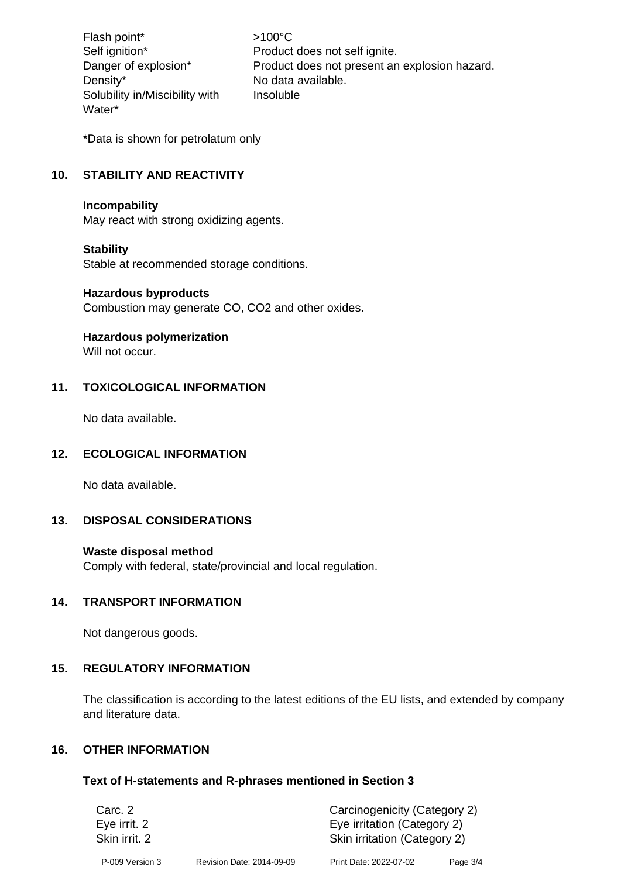| | |
|---|---|
| Flash point* | >100°C |
| Self ignition* | Product does not self ignite. |
| Danger of explosion* | Product does not present an explosion hazard. |
| Density* | No data available. |
| Solubility in/Miscibility with Water* | Insoluble |

*Data is shown for petrolatum only

## 10. STABILITY AND REACTIVITY

**Incompability**
May react with strong oxidizing agents.

**Stability**
Stable at recommended storage conditions.

**Hazardous byproducts**
Combustion may generate CO, $CO_2$ and other oxides.

**Hazardous polymerization**
Will not occur.

## 11. TOXICOLOGICAL INFORMATION

No data available.

## 12. ECOLOGICAL INFORMATION

No data available.

## 13. DISPOSAL CONSIDERATIONS

**Waste disposal method**
Comply with federal, state/provincial and local regulation.

## 14. TRANSPORT INFORMATION

Not dangerous goods.

## 15. REGULATORY INFORMATION

The classification is according to the latest editions of the EU lists, and extended by company and literature data.

## 16. OTHER INFORMATION

### Text of H-statements and R-phrases mentioned in Section 3

| | |
|---|---|
| Carc. 2 | Carcinogenicity (Category 2) |
| Eye irrit. 2 | Eye irritation (Category 2) |
| Skin irrit. 2 | Skin irritation (Category 2) |

P-009 Version 3 Revision Date: 2014-09-09 Print Date: 2022-07-02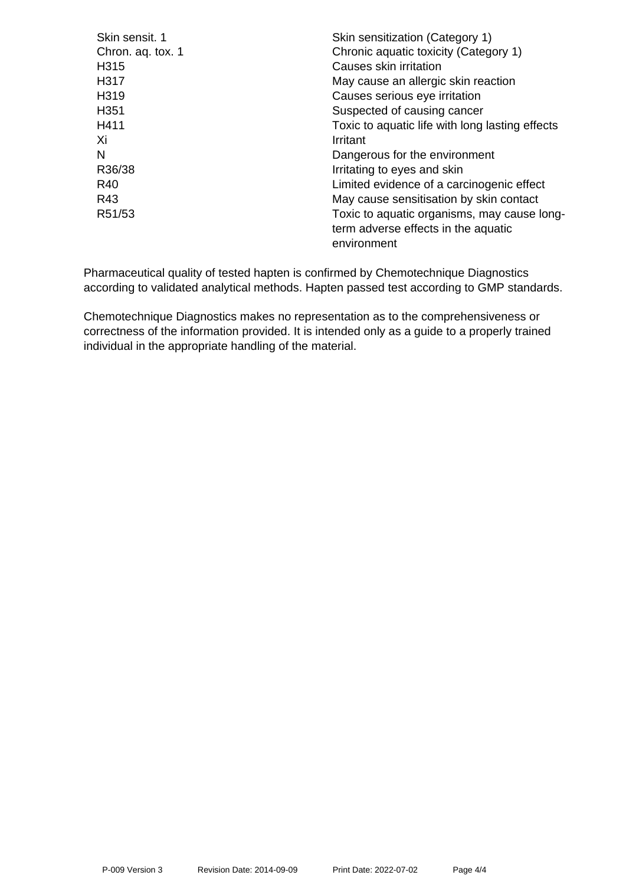| | |
|---|---|
| Skin sensit. 1 | Skin sensitization (Category 1) |
| Chron. aq. tox. 1 | Chronic aquatic toxicity (Category 1) |
| H315 | Causes skin irritation |
| H317 | May cause an allergic skin reaction |
| H319 | Causes serious eye irritation |
| H351 | Suspected of causing cancer |
| H411 | Toxic to aquatic life with long lasting effects |
| Xi | Irritant |
| N | Dangerous for the environment |
| R36/38 | Irritating to eyes and skin |
| R40 | Limited evidence of a carcinogenic effect |
| R43 | May cause sensitisation by skin contact |
| R51/53 | Toxic to aquatic organisms, may cause long-term adverse effects in the aquatic environment |

Pharmaceutical quality of tested hapten is confirmed by Chemotechnique Diagnostics according to validated analytical methods. Hapten passed test according to GMP standards.

Chemotechnique Diagnostics makes no representation as to the comprehensiveness or correctness of the information provided. It is intended only as a guide to a properly trained individual in the appropriate handling of the material.